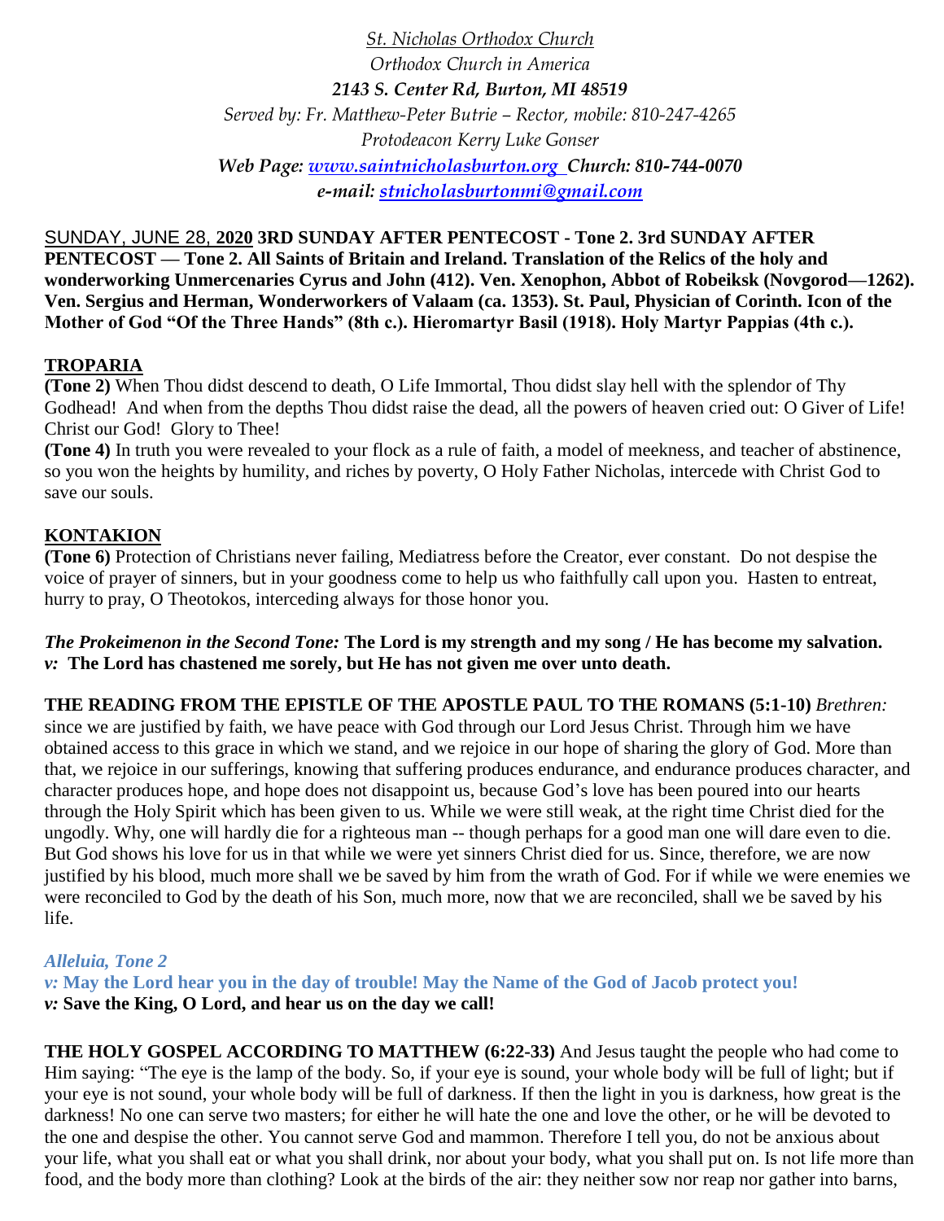*St. Nicholas Orthodox Church*
*Orthodox Church in America*
***2143 S. Center Rd, Burton, MI 48519***
*Served by: Fr. Matthew-Peter Butrie – Rector, mobile: 810-247-4265*
*Protodeacon Kerry Luke Gonser*
***Web Page: www.saintnicholasburton.org Church: 810-744-0070***
***e-mail: stnicholasburtonmi@gmail.com***

SUNDAY, JUNE 28, **2020 3RD SUNDAY AFTER PENTECOST - Tone 2. 3rd SUNDAY AFTER PENTECOST — Tone 2. All Saints of Britain and Ireland. Translation of the Relics of the holy and wonderworking Unmercenaries Cyrus and John (412). Ven. Xenophon, Abbot of Robeiksk (Novgorod—1262). Ven. Sergius and Herman, Wonderworkers of Valaam (ca. 1353). St. Paul, Physician of Corinth. Icon of the Mother of God "Of the Three Hands" (8th c.). Hieromartyr Basil (1918). Holy Martyr Pappias (4th c.).**

## TROPARIA

**(Tone 2)** When Thou didst descend to death, O Life Immortal, Thou didst slay hell with the splendor of Thy Godhead! And when from the depths Thou didst raise the dead, all the powers of heaven cried out: O Giver of Life! Christ our God! Glory to Thee!

**(Tone 4)** In truth you were revealed to your flock as a rule of faith, a model of meekness, and teacher of abstinence, so you won the heights by humility, and riches by poverty, O Holy Father Nicholas, intercede with Christ God to save our souls.

## KONTAKION

**(Tone 6)** Protection of Christians never failing, Mediatress before the Creator, ever constant. Do not despise the voice of prayer of sinners, but in your goodness come to help us who faithfully call upon you. Hasten to entreat, hurry to pray, O Theotokos, interceding always for those honor you.

***The Prokeimenon in the Second Tone:*** **The Lord is my strength and my song / He has become my salvation.**
***v:*** **The Lord has chastened me sorely, but He has not given me over unto death.**

**THE READING FROM THE EPISTLE OF THE APOSTLE PAUL TO THE ROMANS (5:1-10)** *Brethren:* since we are justified by faith, we have peace with God through our Lord Jesus Christ. Through him we have obtained access to this grace in which we stand, and we rejoice in our hope of sharing the glory of God. More than that, we rejoice in our sufferings, knowing that suffering produces endurance, and endurance produces character, and character produces hope, and hope does not disappoint us, because God's love has been poured into our hearts through the Holy Spirit which has been given to us. While we were still weak, at the right time Christ died for the ungodly. Why, one will hardly die for a righteous man -- though perhaps for a good man one will dare even to die. But God shows his love for us in that while we were yet sinners Christ died for us. Since, therefore, we are now justified by his blood, much more shall we be saved by him from the wrath of God. For if while we were enemies we were reconciled to God by the death of his Son, much more, now that we are reconciled, shall we be saved by his life.

***Alleluia, Tone 2***
***v:*** **May the Lord hear you in the day of trouble! May the Name of the God of Jacob protect you!**
***v:*** **Save the King, O Lord, and hear us on the day we call!**

**THE HOLY GOSPEL ACCORDING TO MATTHEW (6:22-33)** And Jesus taught the people who had come to Him saying: "The eye is the lamp of the body. So, if your eye is sound, your whole body will be full of light; but if your eye is not sound, your whole body will be full of darkness. If then the light in you is darkness, how great is the darkness! No one can serve two masters; for either he will hate the one and love the other, or he will be devoted to the one and despise the other. You cannot serve God and mammon. Therefore I tell you, do not be anxious about your life, what you shall eat or what you shall drink, nor about your body, what you shall put on. Is not life more than food, and the body more than clothing? Look at the birds of the air: they neither sow nor reap nor gather into barns,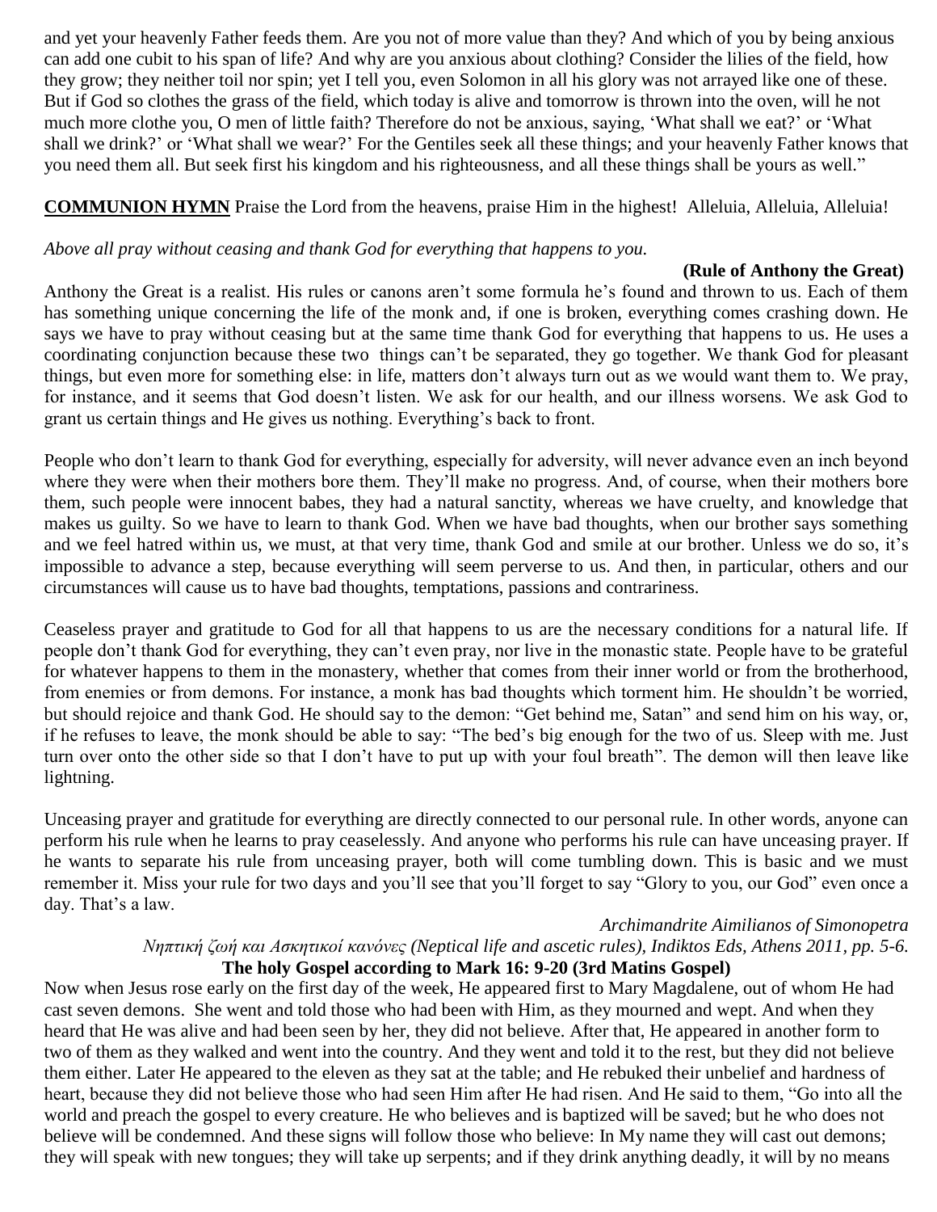and yet your heavenly Father feeds them. Are you not of more value than they? And which of you by being anxious can add one cubit to his span of life? And why are you anxious about clothing? Consider the lilies of the field, how they grow; they neither toil nor spin; yet I tell you, even Solomon in all his glory was not arrayed like one of these. But if God so clothes the grass of the field, which today is alive and tomorrow is thrown into the oven, will he not much more clothe you, O men of little faith? Therefore do not be anxious, saying, 'What shall we eat?' or 'What shall we drink?' or 'What shall we wear?' For the Gentiles seek all these things; and your heavenly Father knows that you need them all. But seek first his kingdom and his righteousness, and all these things shall be yours as well."

**COMMUNION HYMN** Praise the Lord from the heavens, praise Him in the highest! Alleluia, Alleluia, Alleluia!

*Above all pray without ceasing and thank God for everything that happens to you.*

**(Rule of Anthony the Great)**

Anthony the Great is a realist. His rules or canons aren't some formula he's found and thrown to us. Each of them has something unique concerning the life of the monk and, if one is broken, everything comes crashing down. He says we have to pray without ceasing but at the same time thank God for everything that happens to us. He uses a coordinating conjunction because these two things can't be separated, they go together. We thank God for pleasant things, but even more for something else: in life, matters don't always turn out as we would want them to. We pray, for instance, and it seems that God doesn't listen. We ask for our health, and our illness worsens. We ask God to grant us certain things and He gives us nothing. Everything's back to front.

People who don't learn to thank God for everything, especially for adversity, will never advance even an inch beyond where they were when their mothers bore them. They'll make no progress. And, of course, when their mothers bore them, such people were innocent babes, they had a natural sanctity, whereas we have cruelty, and knowledge that makes us guilty. So we have to learn to thank God. When we have bad thoughts, when our brother says something and we feel hatred within us, we must, at that very time, thank God and smile at our brother. Unless we do so, it's impossible to advance a step, because everything will seem perverse to us. And then, in particular, others and our circumstances will cause us to have bad thoughts, temptations, passions and contrariness.

Ceaseless prayer and gratitude to God for all that happens to us are the necessary conditions for a natural life. If people don't thank God for everything, they can't even pray, nor live in the monastic state. People have to be grateful for whatever happens to them in the monastery, whether that comes from their inner world or from the brotherhood, from enemies or from demons. For instance, a monk has bad thoughts which torment him. He shouldn't be worried, but should rejoice and thank God. He should say to the demon: "Get behind me, Satan" and send him on his way, or, if he refuses to leave, the monk should be able to say: "The bed's big enough for the two of us. Sleep with me. Just turn over onto the other side so that I don't have to put up with your foul breath". The demon will then leave like lightning.

Unceasing prayer and gratitude for everything are directly connected to our personal rule. In other words, anyone can perform his rule when he learns to pray ceaselessly. And anyone who performs his rule can have unceasing prayer. If he wants to separate his rule from unceasing prayer, both will come tumbling down. This is basic and we must remember it. Miss your rule for two days and you'll see that you'll forget to say "Glory to you, our God" even once a day. That's a law.

*Archimandrite Aimilianos of Simonopetra*
*Νηπτική ζωή και Ασκητικοί κανόνες (Neptical life and ascetic rules), Indiktos Eds, Athens 2011, pp. 5-6.*

**The holy Gospel according to Mark 16: 9-20 (3rd Matins Gospel)**

Now when Jesus rose early on the first day of the week, He appeared first to Mary Magdalene, out of whom He had cast seven demons. She went and told those who had been with Him, as they mourned and wept. And when they heard that He was alive and had been seen by her, they did not believe. After that, He appeared in another form to two of them as they walked and went into the country. And they went and told it to the rest, but they did not believe them either. Later He appeared to the eleven as they sat at the table; and He rebuked their unbelief and hardness of heart, because they did not believe those who had seen Him after He had risen. And He said to them, "Go into all the world and preach the gospel to every creature. He who believes and is baptized will be saved; but he who does not believe will be condemned. And these signs will follow those who believe: In My name they will cast out demons; they will speak with new tongues; they will take up serpents; and if they drink anything deadly, it will by no means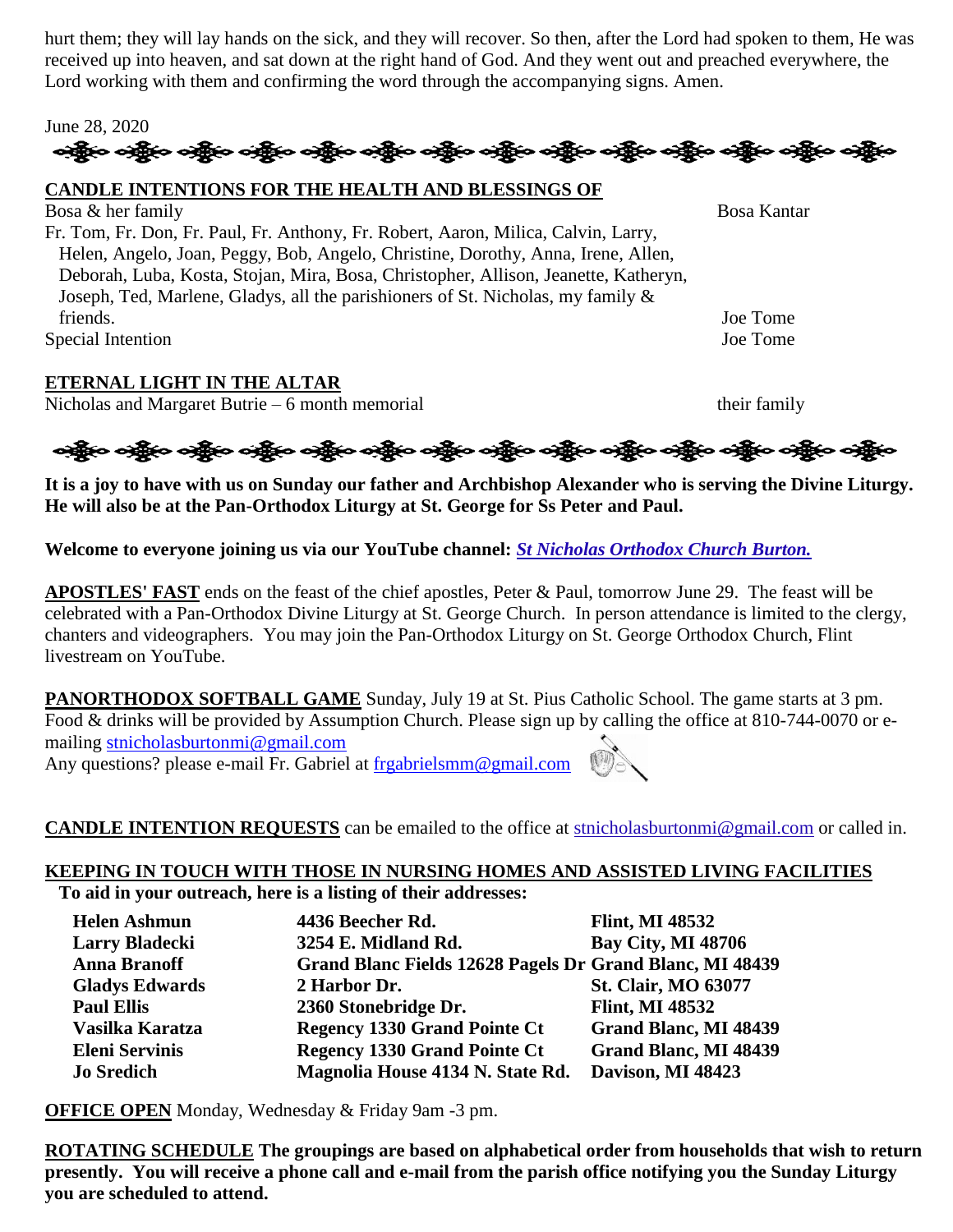hurt them; they will lay hands on the sick, and they will recover. So then, after the Lord had spoken to them, He was received up into heaven, and sat down at the right hand of God. And they went out and preached everywhere, the Lord working with them and confirming the word through the accompanying signs. Amen.

June 28, 2020

**CANDLE INTENTIONS FOR THE HEALTH AND BLESSINGS OF**

| | |
|---|---|
| Bosa & her family | Bosa Kantar |
| Fr. Tom, Fr. Don, Fr. Paul, Fr. Anthony, Fr. Robert, Aaron, Milica, Calvin, Larry, Helen, Angelo, Joan, Peggy, Bob, Angelo, Christine, Dorothy, Anna, Irene, Allen, Deborah, Luba, Kosta, Stojan, Mira, Bosa, Christopher, Allison, Jeanette, Katheryn, Joseph, Ted, Marlene, Gladys, all the parishioners of St. Nicholas, my family & friends. | Joe Tome |
| Special Intention | Joe Tome |

**ETERNAL LIGHT IN THE ALTAR**

| | |
|---|---|
| Nicholas and Margaret Butrie – 6 month memorial | their family |

**It is a joy to have with us on Sunday our father and Archbishop Alexander who is serving the Divine Liturgy. He will also be at the Pan-Orthodox Liturgy at St. George for Ss Peter and Paul.**

**Welcome to everyone joining us via our YouTube channel:** ***St Nicholas Orthodox Church Burton.***

**APOSTLES' FAST** ends on the feast of the chief apostles, Peter & Paul, tomorrow June 29. The feast will be celebrated with a Pan-Orthodox Divine Liturgy at St. George Church. In person attendance is limited to the clergy, chanters and videographers. You may join the Pan-Orthodox Liturgy on St. George Orthodox Church, Flint livestream on YouTube.

**PANORTHODOX SOFTBALL GAME** Sunday, July 19 at St. Pius Catholic School. The game starts at 3 pm. Food & drinks will be provided by Assumption Church. Please sign up by calling the office at 810-744-0070 or e-mailing stnicholasburtonmi@gmail.com
Any questions? please e-mail Fr. Gabriel at frgabrielsmm@gmail.com

**CANDLE INTENTION REQUESTS** can be emailed to the office at stnicholasburtonmi@gmail.com or called in.

**KEEPING IN TOUCH WITH THOSE IN NURSING HOMES AND ASSISTED LIVING FACILITIES**
**To aid in your outreach, here is a listing of their addresses:**

| | | |
|---|---|---|
| **Helen Ashmun** | **4436 Beecher Rd.** | **Flint, MI 48532** |
| **Larry Bladecki** | **3254 E. Midland Rd.** | **Bay City, MI 48706** |
| **Anna Branoff** | **Grand Blanc Fields 12628 Pagels Dr** | **Grand Blanc, MI 48439** |
| **Gladys Edwards** | **2 Harbor Dr.** | **St. Clair, MO 63077** |
| **Paul Ellis** | **2360 Stonebridge Dr.** | **Flint, MI 48532** |
| **Vasilka Karatza** | **Regency 1330 Grand Pointe Ct** | **Grand Blanc, MI 48439** |
| **Eleni Servinis** | **Regency 1330 Grand Pointe Ct** | **Grand Blanc, MI 48439** |
| **Jo Sredich** | **Magnolia House 4134 N. State Rd.** | **Davison, MI 48423** |

**OFFICE OPEN** Monday, Wednesday & Friday 9am -3 pm.

**ROTATING SCHEDULE The groupings are based on alphabetical order from households that wish to return presently. You will receive a phone call and e-mail from the parish office notifying you the Sunday Liturgy you are scheduled to attend.**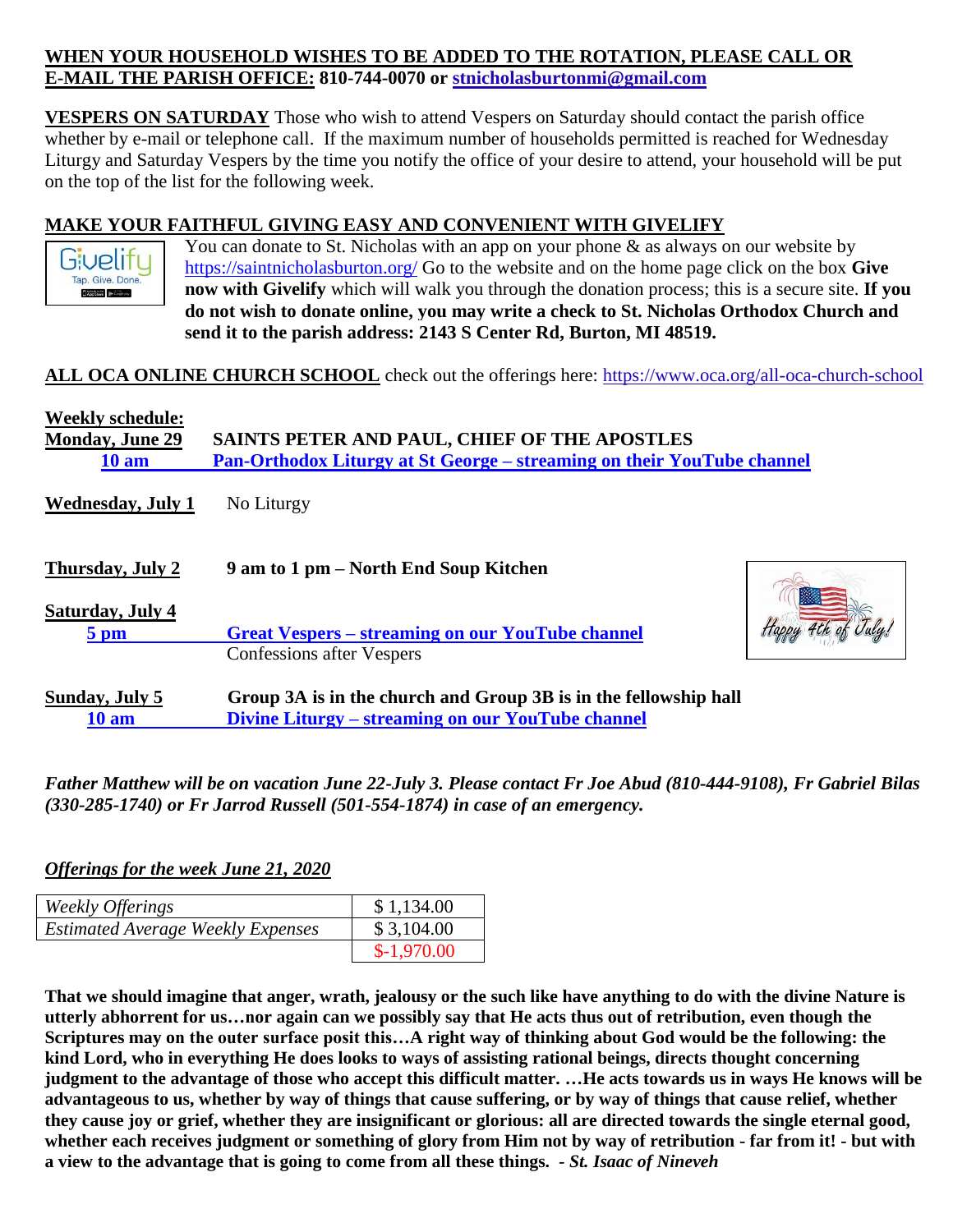**WHEN YOUR HOUSEHOLD WISHES TO BE ADDED TO THE ROTATION, PLEASE CALL OR E-MAIL THE PARISH OFFICE:** **810-744-0070 or stnicholasburtonmi@gmail.com**

**VESPERS ON SATURDAY** Those who wish to attend Vespers on Saturday should contact the parish office whether by e-mail or telephone call. If the maximum number of households permitted is reached for Wednesday Liturgy and Saturday Vespers by the time you notify the office of your desire to attend, your household will be put on the top of the list for the following week.

**MAKE YOUR FAITHFUL GIVING EASY AND CONVENIENT WITH GIVELIFY**

You can donate to St. Nicholas with an app on your phone & as always on our website by https://saintnicholasburton.org/ Go to the website and on the home page click on the box **Give now with Givelify** which will walk you through the donation process; this is a secure site. **If you do not wish to donate online, you may write a check to St. Nicholas Orthodox Church and send it to the parish address: 2143 S Center Rd, Burton, MI 48519.**

**ALL OCA ONLINE CHURCH SCHOOL** check out the offerings here: https://www.oca.org/all-oca-church-school

**Weekly schedule:**

**Monday, June 29** — **SAINTS PETER AND PAUL, CHIEF OF THE APOSTLES**
**10 am** — **Pan-Orthodox Liturgy at St George – streaming on their YouTube channel**

**Wednesday, July 1** — No Liturgy

**Thursday, July 2** — **9 am to 1 pm – North End Soup Kitchen**

**Saturday, July 4**
**5 pm** — **Great Vespers – streaming on our YouTube channel**
Confessions after Vespers

**Sunday, July 5** — **Group 3A is in the church and Group 3B is in the fellowship hall**
**10 am** — **Divine Liturgy – streaming on our YouTube channel**

***Father Matthew will be on vacation June 22-July 3. Please contact Fr Joe Abud (810-444-9108), Fr Gabriel Bilas (330-285-1740) or Fr Jarrod Russell (501-554-1874) in case of an emergency.***

***Offerings for the week June 21, 2020***

| | |
|---|---|
| *Weekly Offerings* | $ 1,134.00 |
| *Estimated Average Weekly Expenses* | $ 3,104.00 |
| | $-1,970.00 |

**That we should imagine that anger, wrath, jealousy or the such like have anything to do with the divine Nature is utterly abhorrent for us…nor again can we possibly say that He acts thus out of retribution, even though the Scriptures may on the outer surface posit this…A right way of thinking about God would be the following: the kind Lord, who in everything He does looks to ways of assisting rational beings, directs thought concerning judgment to the advantage of those who accept this difficult matter. …He acts towards us in ways He knows will be advantageous to us, whether by way of things that cause suffering, or by way of things that cause relief, whether they cause joy or grief, whether they are insignificant or glorious: all are directed towards the single eternal good, whether each receives judgment or something of glory from Him not by way of retribution - far from it! - but with a view to the advantage that is going to come from all these things.** ***- St. Isaac of Nineveh***